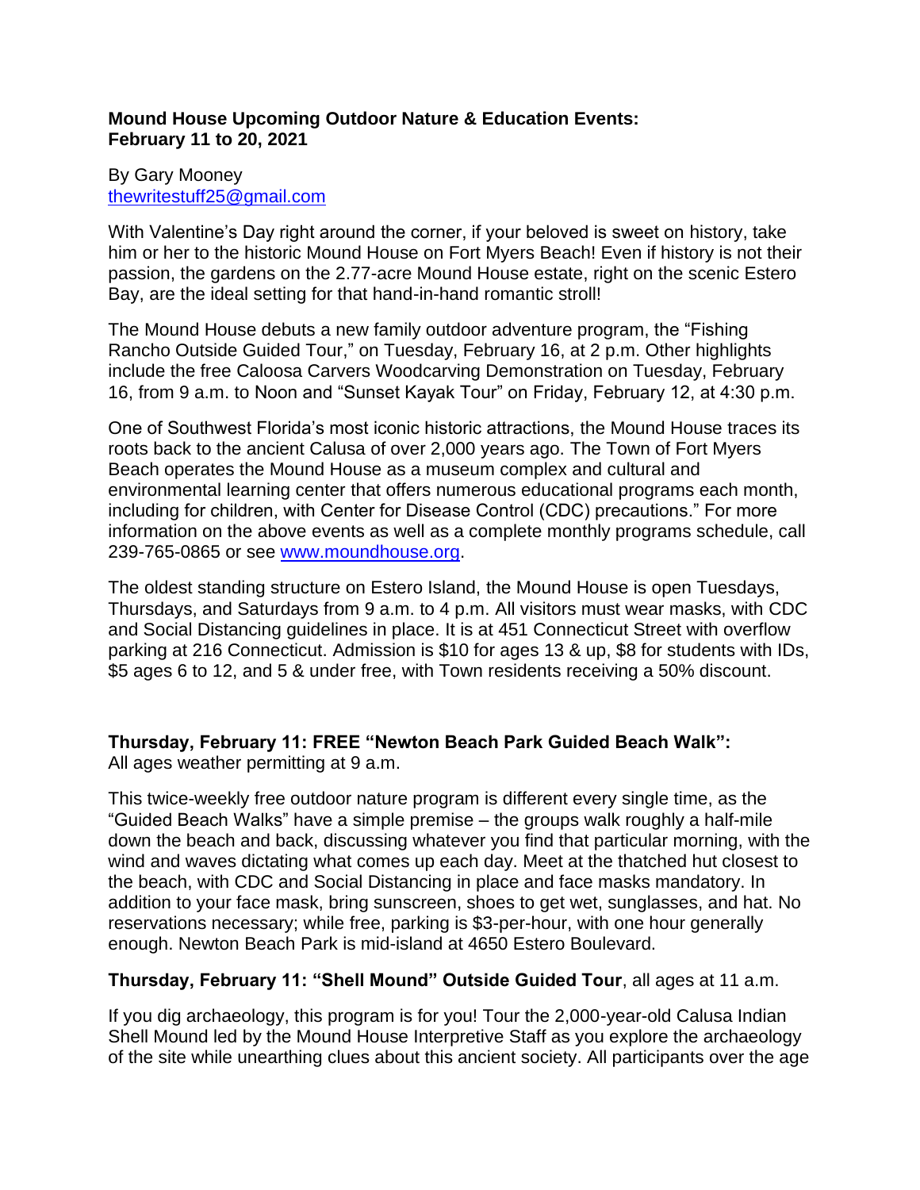**Mound House Upcoming Outdoor Nature & Education Events:**
**February 11 to 20, 2021**

By Gary Mooney
thewritestuff25@gmail.com

With Valentine's Day right around the corner, if your beloved is sweet on history, take him or her to the historic Mound House on Fort Myers Beach! Even if history is not their passion, the gardens on the 2.77-acre Mound House estate, right on the scenic Estero Bay, are the ideal setting for that hand-in-hand romantic stroll!

The Mound House debuts a new family outdoor adventure program, the "Fishing Rancho Outside Guided Tour," on Tuesday, February 16, at 2 p.m. Other highlights include the free Caloosa Carvers Woodcarving Demonstration on Tuesday, February 16, from 9 a.m. to Noon and "Sunset Kayak Tour" on Friday, February 12, at 4:30 p.m.

One of Southwest Florida's most iconic historic attractions, the Mound House traces its roots back to the ancient Calusa of over 2,000 years ago. The Town of Fort Myers Beach operates the Mound House as a museum complex and cultural and environmental learning center that offers numerous educational programs each month, including for children, with Center for Disease Control (CDC) precautions." For more information on the above events as well as a complete monthly programs schedule, call 239-765-0865 or see www.moundhouse.org.

The oldest standing structure on Estero Island, the Mound House is open Tuesdays, Thursdays, and Saturdays from 9 a.m. to 4 p.m. All visitors must wear masks, with CDC and Social Distancing guidelines in place. It is at 451 Connecticut Street with overflow parking at 216 Connecticut. Admission is $10 for ages 13 & up, $8 for students with IDs, $5 ages 6 to 12, and 5 & under free, with Town residents receiving a 50% discount.

**Thursday, February 11: FREE "Newton Beach Park Guided Beach Walk":**
All ages weather permitting at 9 a.m.

This twice-weekly free outdoor nature program is different every single time, as the "Guided Beach Walks" have a simple premise – the groups walk roughly a half-mile down the beach and back, discussing whatever you find that particular morning, with the wind and waves dictating what comes up each day. Meet at the thatched hut closest to the beach, with CDC and Social Distancing in place and face masks mandatory. In addition to your face mask, bring sunscreen, shoes to get wet, sunglasses, and hat. No reservations necessary; while free, parking is $3-per-hour, with one hour generally enough. Newton Beach Park is mid-island at 4650 Estero Boulevard.

**Thursday, February 11: "Shell Mound" Outside Guided Tour**, all ages at 11 a.m.

If you dig archaeology, this program is for you! Tour the 2,000-year-old Calusa Indian Shell Mound led by the Mound House Interpretive Staff as you explore the archaeology of the site while unearthing clues about this ancient society. All participants over the age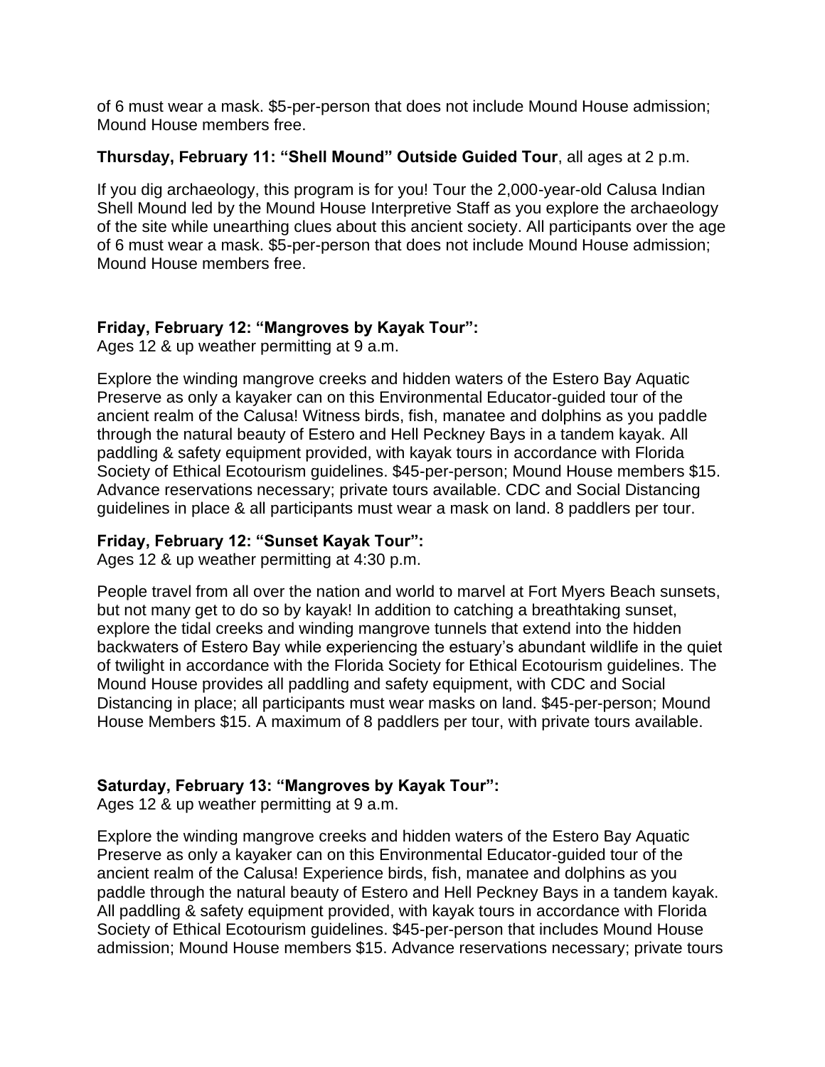of 6 must wear a mask. $5-per-person that does not include Mound House admission; Mound House members free.

**Thursday, February 11: "Shell Mound" Outside Guided Tour**, all ages at 2 p.m.

If you dig archaeology, this program is for you! Tour the 2,000-year-old Calusa Indian Shell Mound led by the Mound House Interpretive Staff as you explore the archaeology of the site while unearthing clues about this ancient society. All participants over the age of 6 must wear a mask. $5-per-person that does not include Mound House admission; Mound House members free.

**Friday, February 12: "Mangroves by Kayak Tour":**
Ages 12 & up weather permitting at 9 a.m.

Explore the winding mangrove creeks and hidden waters of the Estero Bay Aquatic Preserve as only a kayaker can on this Environmental Educator-guided tour of the ancient realm of the Calusa! Witness birds, fish, manatee and dolphins as you paddle through the natural beauty of Estero and Hell Peckney Bays in a tandem kayak. All paddling & safety equipment provided, with kayak tours in accordance with Florida Society of Ethical Ecotourism guidelines. $45-per-person; Mound House members $15. Advance reservations necessary; private tours available. CDC and Social Distancing guidelines in place & all participants must wear a mask on land. 8 paddlers per tour.

**Friday, February 12: "Sunset Kayak Tour":**
Ages 12 & up weather permitting at 4:30 p.m.

People travel from all over the nation and world to marvel at Fort Myers Beach sunsets, but not many get to do so by kayak! In addition to catching a breathtaking sunset, explore the tidal creeks and winding mangrove tunnels that extend into the hidden backwaters of Estero Bay while experiencing the estuary's abundant wildlife in the quiet of twilight in accordance with the Florida Society for Ethical Ecotourism guidelines. The Mound House provides all paddling and safety equipment, with CDC and Social Distancing in place; all participants must wear masks on land. $45-per-person; Mound House Members $15. A maximum of 8 paddlers per tour, with private tours available.

**Saturday, February 13: "Mangroves by Kayak Tour":**
Ages 12 & up weather permitting at 9 a.m.

Explore the winding mangrove creeks and hidden waters of the Estero Bay Aquatic Preserve as only a kayaker can on this Environmental Educator-guided tour of the ancient realm of the Calusa! Experience birds, fish, manatee and dolphins as you paddle through the natural beauty of Estero and Hell Peckney Bays in a tandem kayak. All paddling & safety equipment provided, with kayak tours in accordance with Florida Society of Ethical Ecotourism guidelines. $45-per-person that includes Mound House admission; Mound House members $15. Advance reservations necessary; private tours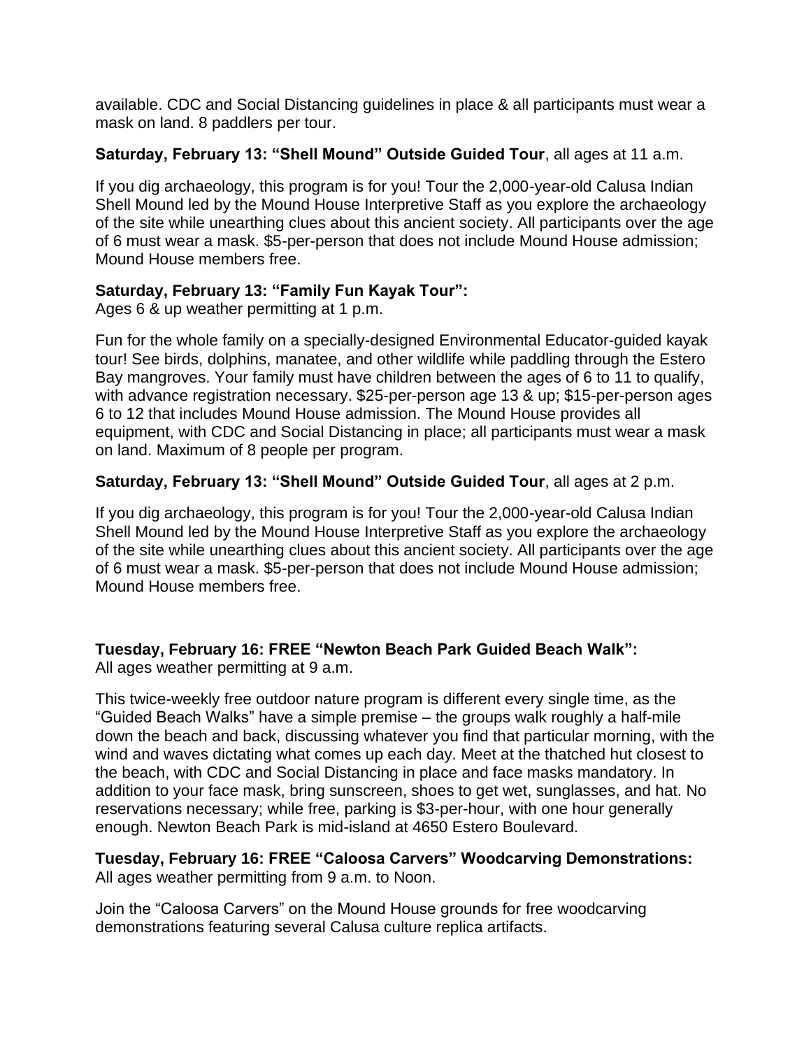available. CDC and Social Distancing guidelines in place & all participants must wear a mask on land. 8 paddlers per tour.

**Saturday, February 13: "Shell Mound" Outside Guided Tour**, all ages at 11 a.m.

If you dig archaeology, this program is for you! Tour the 2,000-year-old Calusa Indian Shell Mound led by the Mound House Interpretive Staff as you explore the archaeology of the site while unearthing clues about this ancient society. All participants over the age of 6 must wear a mask. $5-per-person that does not include Mound House admission; Mound House members free.

**Saturday, February 13: "Family Fun Kayak Tour":**
Ages 6 & up weather permitting at 1 p.m.

Fun for the whole family on a specially-designed Environmental Educator-guided kayak tour! See birds, dolphins, manatee, and other wildlife while paddling through the Estero Bay mangroves. Your family must have children between the ages of 6 to 11 to qualify, with advance registration necessary. $25-per-person age 13 & up; $15-per-person ages 6 to 12 that includes Mound House admission. The Mound House provides all equipment, with CDC and Social Distancing in place; all participants must wear a mask on land. Maximum of 8 people per program.

**Saturday, February 13: "Shell Mound" Outside Guided Tour**, all ages at 2 p.m.

If you dig archaeology, this program is for you! Tour the 2,000-year-old Calusa Indian Shell Mound led by the Mound House Interpretive Staff as you explore the archaeology of the site while unearthing clues about this ancient society. All participants over the age of 6 must wear a mask. $5-per-person that does not include Mound House admission; Mound House members free.

**Tuesday, February 16: FREE "Newton Beach Park Guided Beach Walk":**
All ages weather permitting at 9 a.m.

This twice-weekly free outdoor nature program is different every single time, as the "Guided Beach Walks" have a simple premise – the groups walk roughly a half-mile down the beach and back, discussing whatever you find that particular morning, with the wind and waves dictating what comes up each day. Meet at the thatched hut closest to the beach, with CDC and Social Distancing in place and face masks mandatory. In addition to your face mask, bring sunscreen, shoes to get wet, sunglasses, and hat. No reservations necessary; while free, parking is $3-per-hour, with one hour generally enough. Newton Beach Park is mid-island at 4650 Estero Boulevard.

**Tuesday, February 16: FREE "Caloosa Carvers" Woodcarving Demonstrations:**
All ages weather permitting from 9 a.m. to Noon.

Join the "Caloosa Carvers" on the Mound House grounds for free woodcarving demonstrations featuring several Calusa culture replica artifacts.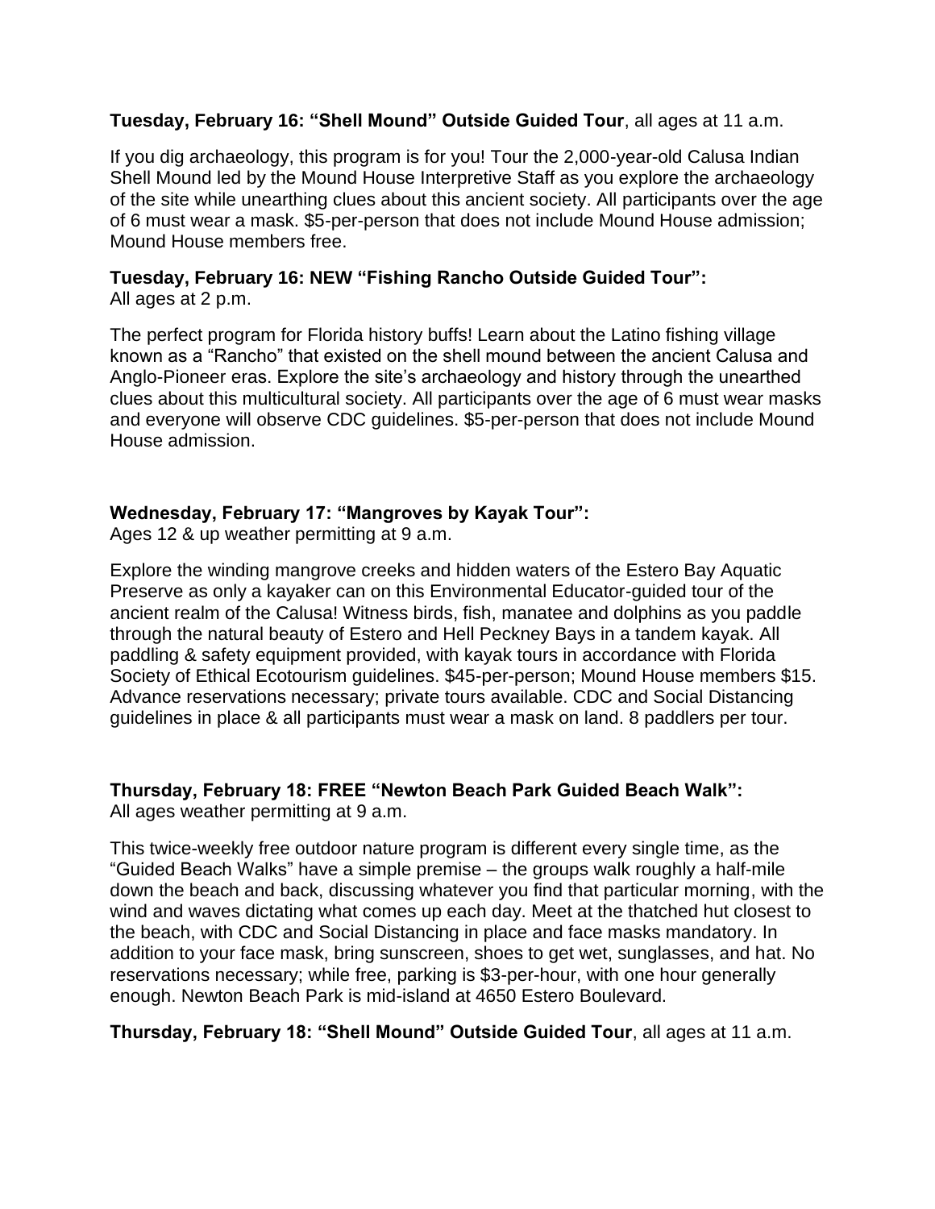**Tuesday, February 16: "Shell Mound" Outside Guided Tour**, all ages at 11 a.m.

If you dig archaeology, this program is for you! Tour the 2,000-year-old Calusa Indian Shell Mound led by the Mound House Interpretive Staff as you explore the archaeology of the site while unearthing clues about this ancient society. All participants over the age of 6 must wear a mask. $5-per-person that does not include Mound House admission; Mound House members free.

**Tuesday, February 16: NEW "Fishing Rancho Outside Guided Tour":**
All ages at 2 p.m.

The perfect program for Florida history buffs! Learn about the Latino fishing village known as a "Rancho" that existed on the shell mound between the ancient Calusa and Anglo-Pioneer eras. Explore the site's archaeology and history through the unearthed clues about this multicultural society. All participants over the age of 6 must wear masks and everyone will observe CDC guidelines. $5-per-person that does not include Mound House admission.

**Wednesday, February 17: "Mangroves by Kayak Tour":**
Ages 12 & up weather permitting at 9 a.m.

Explore the winding mangrove creeks and hidden waters of the Estero Bay Aquatic Preserve as only a kayaker can on this Environmental Educator-guided tour of the ancient realm of the Calusa! Witness birds, fish, manatee and dolphins as you paddle through the natural beauty of Estero and Hell Peckney Bays in a tandem kayak. All paddling & safety equipment provided, with kayak tours in accordance with Florida Society of Ethical Ecotourism guidelines. $45-per-person; Mound House members $15. Advance reservations necessary; private tours available. CDC and Social Distancing guidelines in place & all participants must wear a mask on land. 8 paddlers per tour.

**Thursday, February 18: FREE "Newton Beach Park Guided Beach Walk":**
All ages weather permitting at 9 a.m.

This twice-weekly free outdoor nature program is different every single time, as the "Guided Beach Walks" have a simple premise – the groups walk roughly a half-mile down the beach and back, discussing whatever you find that particular morning, with the wind and waves dictating what comes up each day. Meet at the thatched hut closest to the beach, with CDC and Social Distancing in place and face masks mandatory. In addition to your face mask, bring sunscreen, shoes to get wet, sunglasses, and hat. No reservations necessary; while free, parking is $3-per-hour, with one hour generally enough. Newton Beach Park is mid-island at 4650 Estero Boulevard.

**Thursday, February 18: "Shell Mound" Outside Guided Tour**, all ages at 11 a.m.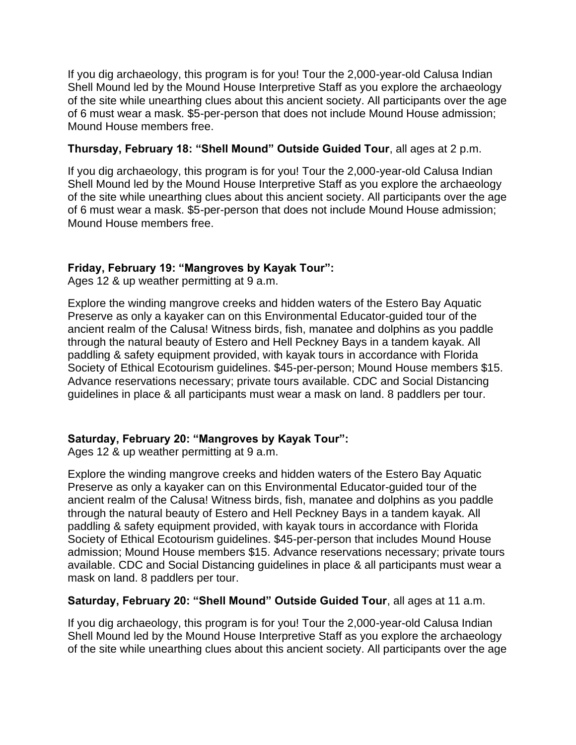If you dig archaeology, this program is for you! Tour the 2,000-year-old Calusa Indian Shell Mound led by the Mound House Interpretive Staff as you explore the archaeology of the site while unearthing clues about this ancient society. All participants over the age of 6 must wear a mask. $5-per-person that does not include Mound House admission; Mound House members free.

**Thursday, February 18: "Shell Mound" Outside Guided Tour**, all ages at 2 p.m.

If you dig archaeology, this program is for you! Tour the 2,000-year-old Calusa Indian Shell Mound led by the Mound House Interpretive Staff as you explore the archaeology of the site while unearthing clues about this ancient society. All participants over the age of 6 must wear a mask. $5-per-person that does not include Mound House admission; Mound House members free.

**Friday, February 19: "Mangroves by Kayak Tour":**
Ages 12 & up weather permitting at 9 a.m.

Explore the winding mangrove creeks and hidden waters of the Estero Bay Aquatic Preserve as only a kayaker can on this Environmental Educator-guided tour of the ancient realm of the Calusa! Witness birds, fish, manatee and dolphins as you paddle through the natural beauty of Estero and Hell Peckney Bays in a tandem kayak. All paddling & safety equipment provided, with kayak tours in accordance with Florida Society of Ethical Ecotourism guidelines. $45-per-person; Mound House members $15. Advance reservations necessary; private tours available. CDC and Social Distancing guidelines in place & all participants must wear a mask on land. 8 paddlers per tour.

**Saturday, February 20: "Mangroves by Kayak Tour":**
Ages 12 & up weather permitting at 9 a.m.

Explore the winding mangrove creeks and hidden waters of the Estero Bay Aquatic Preserve as only a kayaker can on this Environmental Educator-guided tour of the ancient realm of the Calusa! Witness birds, fish, manatee and dolphins as you paddle through the natural beauty of Estero and Hell Peckney Bays in a tandem kayak. All paddling & safety equipment provided, with kayak tours in accordance with Florida Society of Ethical Ecotourism guidelines. $45-per-person that includes Mound House admission; Mound House members $15. Advance reservations necessary; private tours available. CDC and Social Distancing guidelines in place & all participants must wear a mask on land. 8 paddlers per tour.

**Saturday, February 20: "Shell Mound" Outside Guided Tour**, all ages at 11 a.m.

If you dig archaeology, this program is for you! Tour the 2,000-year-old Calusa Indian Shell Mound led by the Mound House Interpretive Staff as you explore the archaeology of the site while unearthing clues about this ancient society. All participants over the age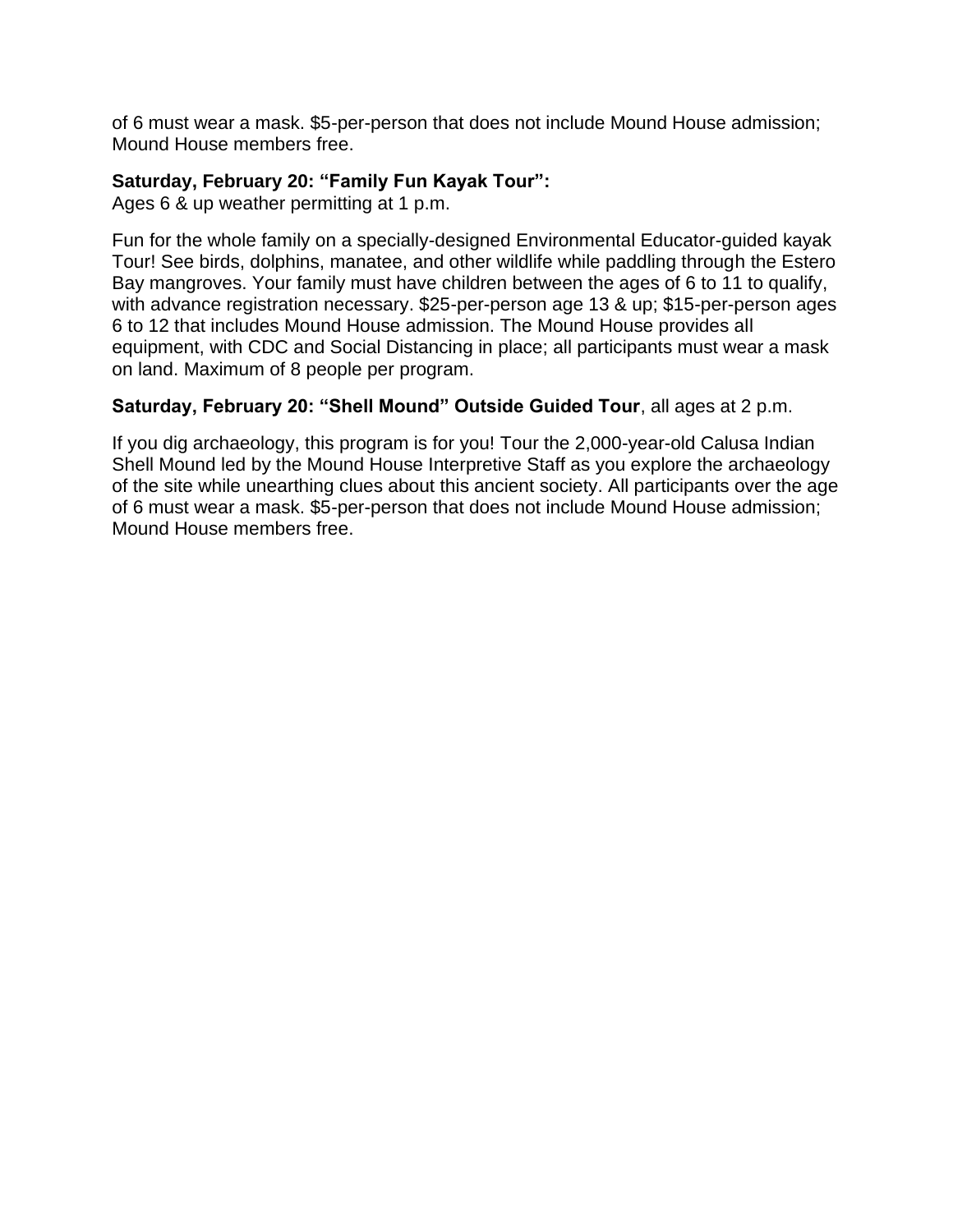of 6 must wear a mask. $5-per-person that does not include Mound House admission; Mound House members free.

**Saturday, February 20: "Family Fun Kayak Tour":**
Ages 6 & up weather permitting at 1 p.m.

Fun for the whole family on a specially-designed Environmental Educator-guided kayak Tour! See birds, dolphins, manatee, and other wildlife while paddling through the Estero Bay mangroves. Your family must have children between the ages of 6 to 11 to qualify, with advance registration necessary. $25-per-person age 13 & up; $15-per-person ages 6 to 12 that includes Mound House admission. The Mound House provides all equipment, with CDC and Social Distancing in place; all participants must wear a mask on land. Maximum of 8 people per program.

**Saturday, February 20: "Shell Mound" Outside Guided Tour**, all ages at 2 p.m.

If you dig archaeology, this program is for you! Tour the 2,000-year-old Calusa Indian Shell Mound led by the Mound House Interpretive Staff as you explore the archaeology of the site while unearthing clues about this ancient society. All participants over the age of 6 must wear a mask. $5-per-person that does not include Mound House admission; Mound House members free.